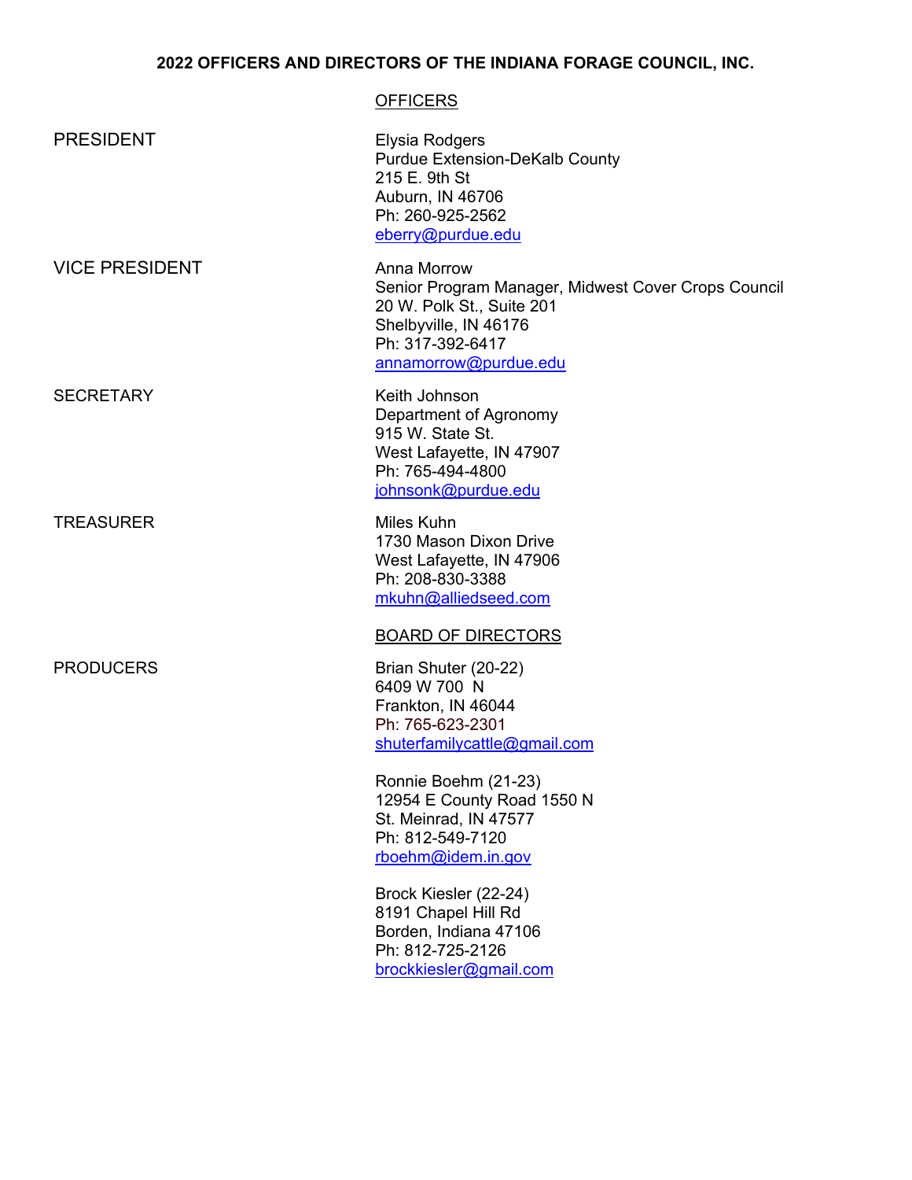# 2022 OFFICERS AND DIRECTORS OF THE INDIANA FORAGE COUNCIL, INC.

## OFFICERS

**PRESIDENT**

Elysia Rodgers
Purdue Extension-DeKalb County
215 E. 9th St
Auburn, IN 46706
Ph: 260-925-2562
eberry@purdue.edu

**VICE PRESIDENT**

Anna Morrow
Senior Program Manager, Midwest Cover Crops Council
20 W. Polk St., Suite 201
Shelbyville, IN 46176
Ph: 317-392-6417
annamorrow@purdue.edu

**SECRETARY**

Keith Johnson
Department of Agronomy
915 W. State St.
West Lafayette, IN 47907
Ph: 765-494-4800
johnsonk@purdue.edu

**TREASURER**

Miles Kuhn
1730 Mason Dixon Drive
West Lafayette, IN 47906
Ph: 208-830-3388
mkuhn@alliedseed.com

## BOARD OF DIRECTORS

**PRODUCERS**

Brian Shuter (20-22)
6409 W 700 N
Frankton, IN 46044
Ph: 765-623-2301
shuterfamilycattle@gmail.com

Ronnie Boehm (21-23)
12954 E County Road 1550 N
St. Meinrad, IN 47577
Ph: 812-549-7120
rboehm@idem.in.gov

Brock Kiesler (22-24)
8191 Chapel Hill Rd
Borden, Indiana 47106
Ph: 812-725-2126
brockkiesler@gmail.com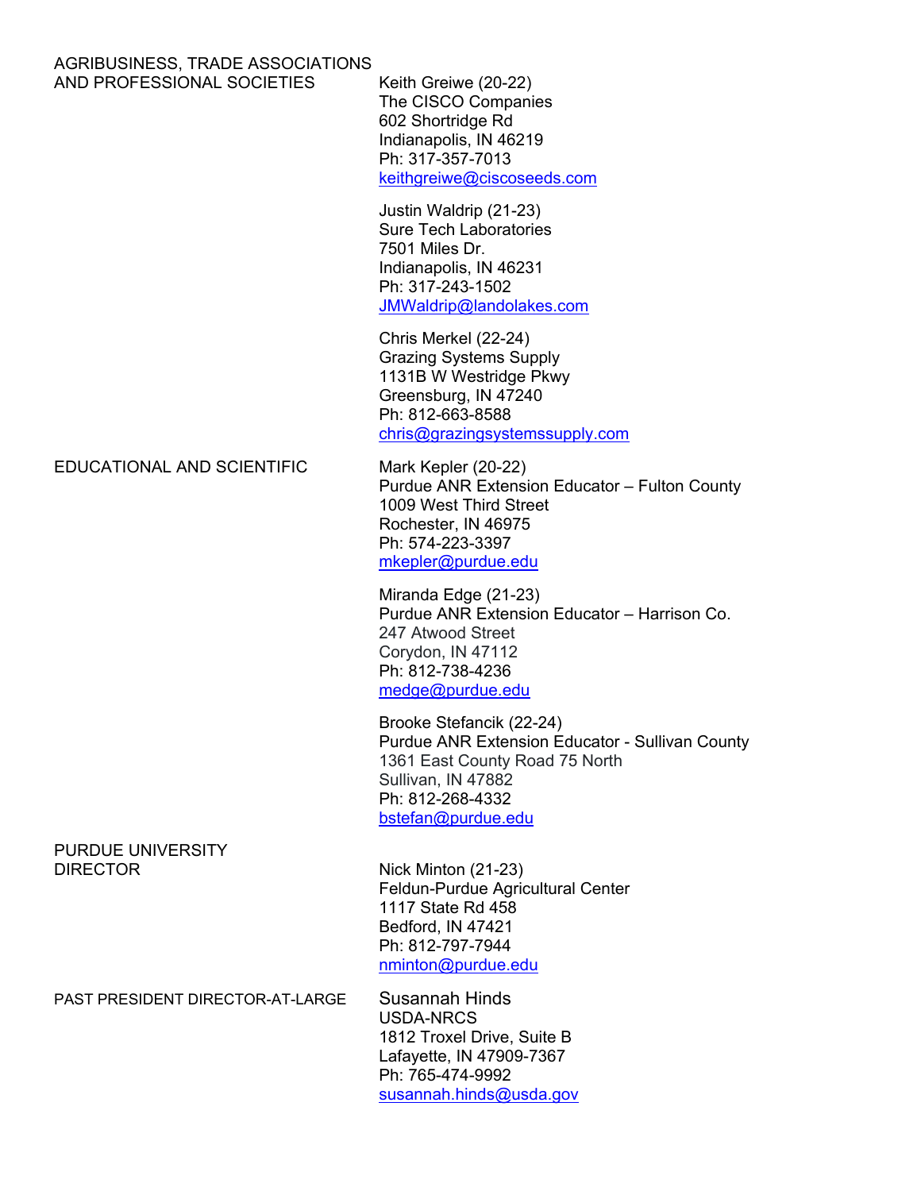AGRIBUSINESS, TRADE ASSOCIATIONS AND PROFESSIONAL SOCIETIES

Keith Greiwe (20-22)
The CISCO Companies
602 Shortridge Rd
Indianapolis, IN 46219
Ph: 317-357-7013
keithgreiwe@ciscoseeds.com

Justin Waldrip (21-23)
Sure Tech Laboratories
7501 Miles Dr.
Indianapolis, IN 46231
Ph: 317-243-1502
JMWaldrip@landolakes.com

Chris Merkel (22-24)
Grazing Systems Supply
1131B W Westridge Pkwy
Greensburg, IN 47240
Ph: 812-663-8588
chris@grazingsystemssupply.com

EDUCATIONAL AND SCIENTIFIC

Mark Kepler (20-22)
Purdue ANR Extension Educator – Fulton County
1009 West Third Street
Rochester, IN 46975
Ph: 574-223-3397
mkepler@purdue.edu

Miranda Edge (21-23)
Purdue ANR Extension Educator – Harrison Co.
247 Atwood Street
Corydon, IN 47112
Ph: 812-738-4236
medge@purdue.edu

Brooke Stefancik (22-24)
Purdue ANR Extension Educator - Sullivan County
1361 East County Road 75 North
Sullivan, IN 47882
Ph: 812-268-4332
bstefan@purdue.edu

PURDUE UNIVERSITY DIRECTOR

Nick Minton (21-23)
Feldun-Purdue Agricultural Center
1117 State Rd 458
Bedford, IN 47421
Ph: 812-797-7944
nminton@purdue.edu

PAST PRESIDENT DIRECTOR-AT-LARGE

Susannah Hinds
USDA-NRCS
1812 Troxel Drive, Suite B
Lafayette, IN 47909-7367
Ph: 765-474-9992
susannah.hinds@usda.gov